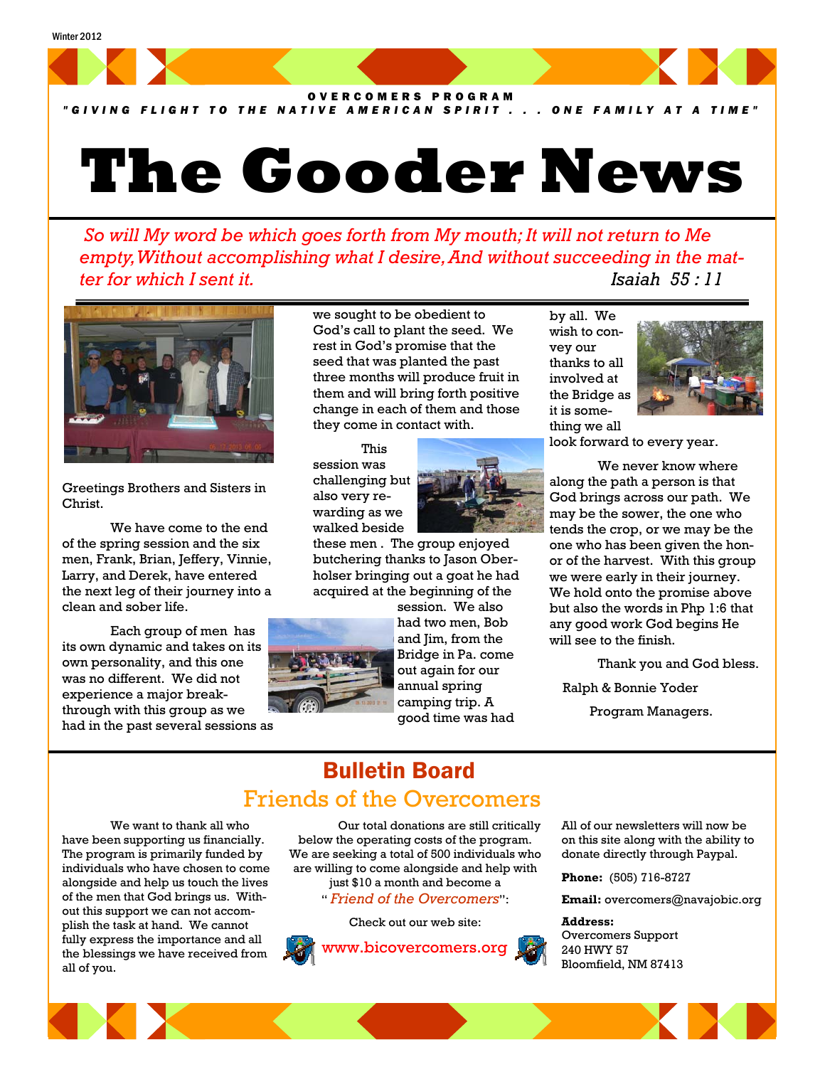Winter 2012

OVERCOMERS PROGRAM

"GIVING FLIGHT TO THE NATIVE AMERICAN SPIRIT . . . ONE FAMILY AT A TIME"

# The Gooder News

*So will My word be which goes forth from My mouth; It will not return to Me empty, Without accomplishing what I desire, And without succeeding in the matter for which I sent it.* Isaiah 55 : 11

Greetings Brothers and Sisters in Christ.

We have come to the end of the spring session and the six men, Frank, Brian, Jeffery, Vinnie, Larry, and Derek, have entered the next leg of their journey into a clean and sober life.

Each group of men has its own dynamic and takes on its own personality, and this one was no different. We did not experience a major breakthrough with this group as we had in the past several sessions as we sought to be obedient to God's call to plant the seed. We rest in God's promise that the seed that was planted the past three months will produce fruit in them and will bring forth positive change in each of them and those they come in contact with.

This session was challenging but also very rewarding as we walked beside these men . The group enjoyed butchering thanks to Jason Oberholser bringing out a goat he had acquired at the beginning of the session. We also had two men, Bob and Jim, from the Bridge in Pa. come out again for our annual spring camping trip. A good time was had by all. We wish to convey our thanks to all involved at the Bridge as it is something we all look forward to every year.

We never know where along the path a person is that God brings across our path. We may be the sower, the one who tends the crop, or we may be the one who has been given the honor of the harvest. With this group we were early in their journey. We hold onto the promise above but also the words in Php 1:6 that any good work God begins He will see to the finish.

Thank you and God bless.

Ralph & Bonnie Yoder

Program Managers.

## Bulletin Board

### Friends of the Overcomers

We want to thank all who have been supporting us financially. The program is primarily funded by individuals who have chosen to come alongside and help us touch the lives of the men that God brings us. Without this support we can not accomplish the task at hand. We cannot fully express the importance and all the blessings we have received from all of you.

Our total donations are still critically below the operating costs of the program. We are seeking a total of 500 individuals who are willing to come alongside and help with just $10 a month and become a "*Friend of the Overcomers*":

Check out our web site:

www.bicovercomers.org

All of our newsletters will now be on this site along with the ability to donate directly through Paypal.

**Phone:** (505) 716-8727

**Email:** overcomers@navajobic.org

**Address:**
Overcomers Support
240 HWY 57
Bloomfield, NM 87413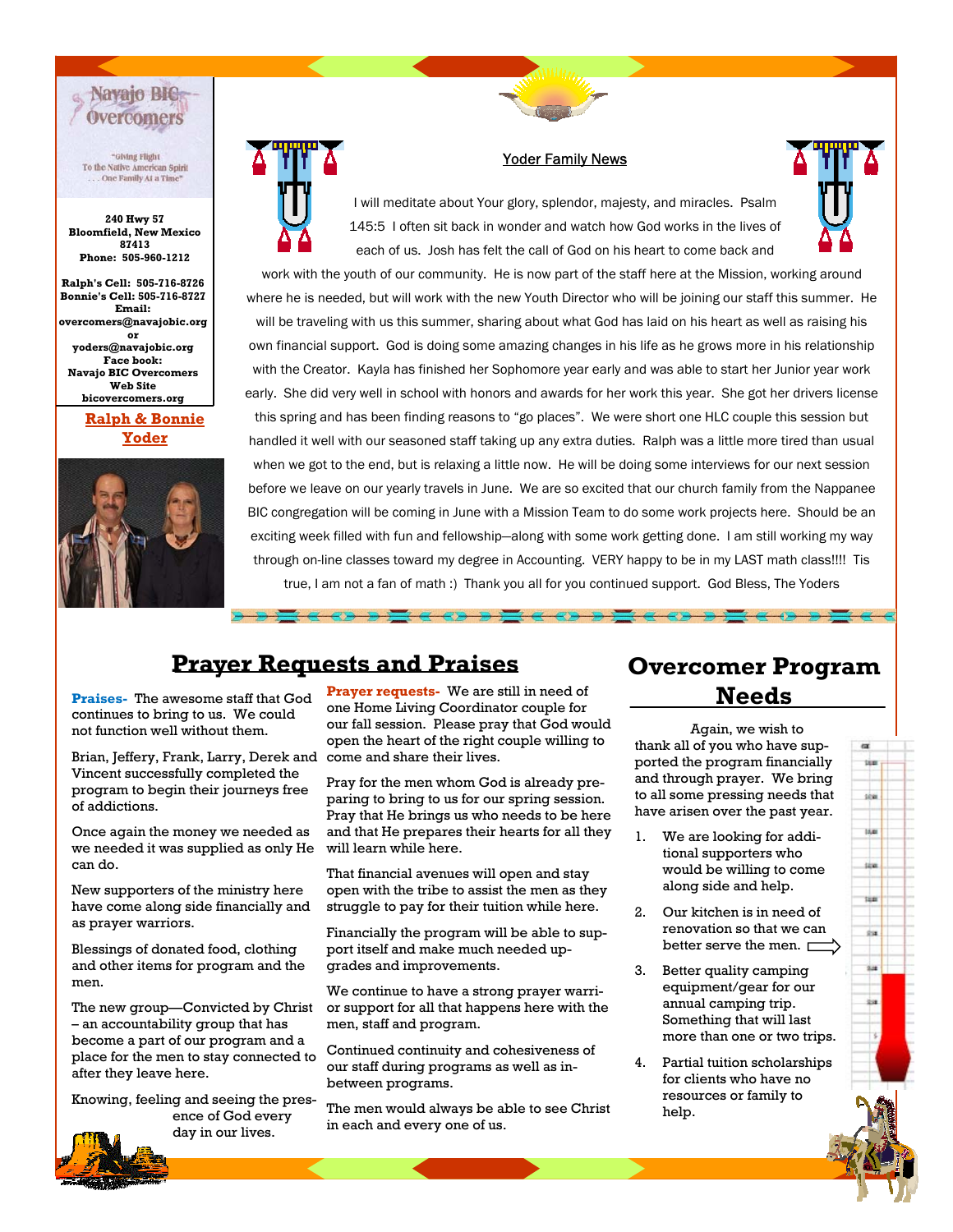Navajo BIC Overcomers

"Giving Flight To the Native American Spirit . . . One Family At a Time"

**240 Hwy 57**
**Bloomfield, New Mexico 87413**
**Phone: 505-960-1212**

**Ralph's Cell: 505-716-8726**
**Bonnie's Cell: 505-716-8727**
**Email:**
**overcomers@navajobic.org**
**or**
**yoders@navajobic.org**
**Face book:**
**Navajo BIC Overcomers**
**Web Site**
**bicovercomers.org**

**Ralph & Bonnie Yoder**

## Yoder Family News

I will meditate about Your glory, splendor, majesty, and miracles. Psalm 145:5 I often sit back in wonder and watch how God works in the lives of each of us. Josh has felt the call of God on his heart to come back and work with the youth of our community. He is now part of the staff here at the Mission, working around where he is needed, but will work with the new Youth Director who will be joining our staff this summer. He will be traveling with us this summer, sharing about what God has laid on his heart as well as raising his own financial support. God is doing some amazing changes in his life as he grows more in his relationship with the Creator. Kayla has finished her Sophomore year early and was able to start her Junior year work early. She did very well in school with honors and awards for her work this year. She got her drivers license this spring and has been finding reasons to "go places". We were short one HLC couple this session but handled it well with our seasoned staff taking up any extra duties. Ralph was a little more tired than usual when we got to the end, but is relaxing a little now. He will be doing some interviews for our next session before we leave on our yearly travels in June. We are so excited that our church family from the Nappanee BIC congregation will be coming in June with a Mission Team to do some work projects here. Should be an exciting week filled with fun and fellowship—along with some work getting done. I am still working my way through on-line classes toward my degree in Accounting. VERY happy to be in my LAST math class!!!! Tis true, I am not a fan of math :) Thank you all for you continued support. God Bless, The Yoders

## Prayer Requests and Praises

**Praises-** The awesome staff that God continues to bring to us. We could not function well without them.

Brian, Jeffery, Frank, Larry, Derek and Vincent successfully completed the program to begin their journeys free of addictions.

Once again the money we needed as we needed it was supplied as only He can do.

New supporters of the ministry here have come along side financially and as prayer warriors.

Blessings of donated food, clothing and other items for program and the men.

The new group—Convicted by Christ – an accountability group that has become a part of our program and a place for the men to stay connected to after they leave here.

Knowing, feeling and seeing the presence of God every day in our lives.

**Prayer requests-** We are still in need of one Home Living Coordinator couple for our fall session. Please pray that God would open the heart of the right couple willing to come and share their lives.

Pray for the men whom God is already preparing to bring to us for our spring session. Pray that He brings us who needs to be here and that He prepares their hearts for all they will learn while here.

That financial avenues will open and stay open with the tribe to assist the men as they struggle to pay for their tuition while here.

Financially the program will be able to support itself and make much needed upgrades and improvements.

We continue to have a strong prayer warrior support for all that happens here with the men, staff and program.

Continued continuity and cohesiveness of our staff during programs as well as in-between programs.

The men would always be able to see Christ in each and every one of us.

## Overcomer Program Needs

Again, we wish to thank all of you who have supported the program financially and through prayer. We bring to all some pressing needs that have arisen over the past year.

1. We are looking for additional supporters who would be willing to come along side and help.
2. Our kitchen is in need of renovation so that we can better serve the men.
3. Better quality camping equipment/gear for our annual camping trip. Something that will last more than one or two trips.
4. Partial tuition scholarships for clients who have no resources or family to help.